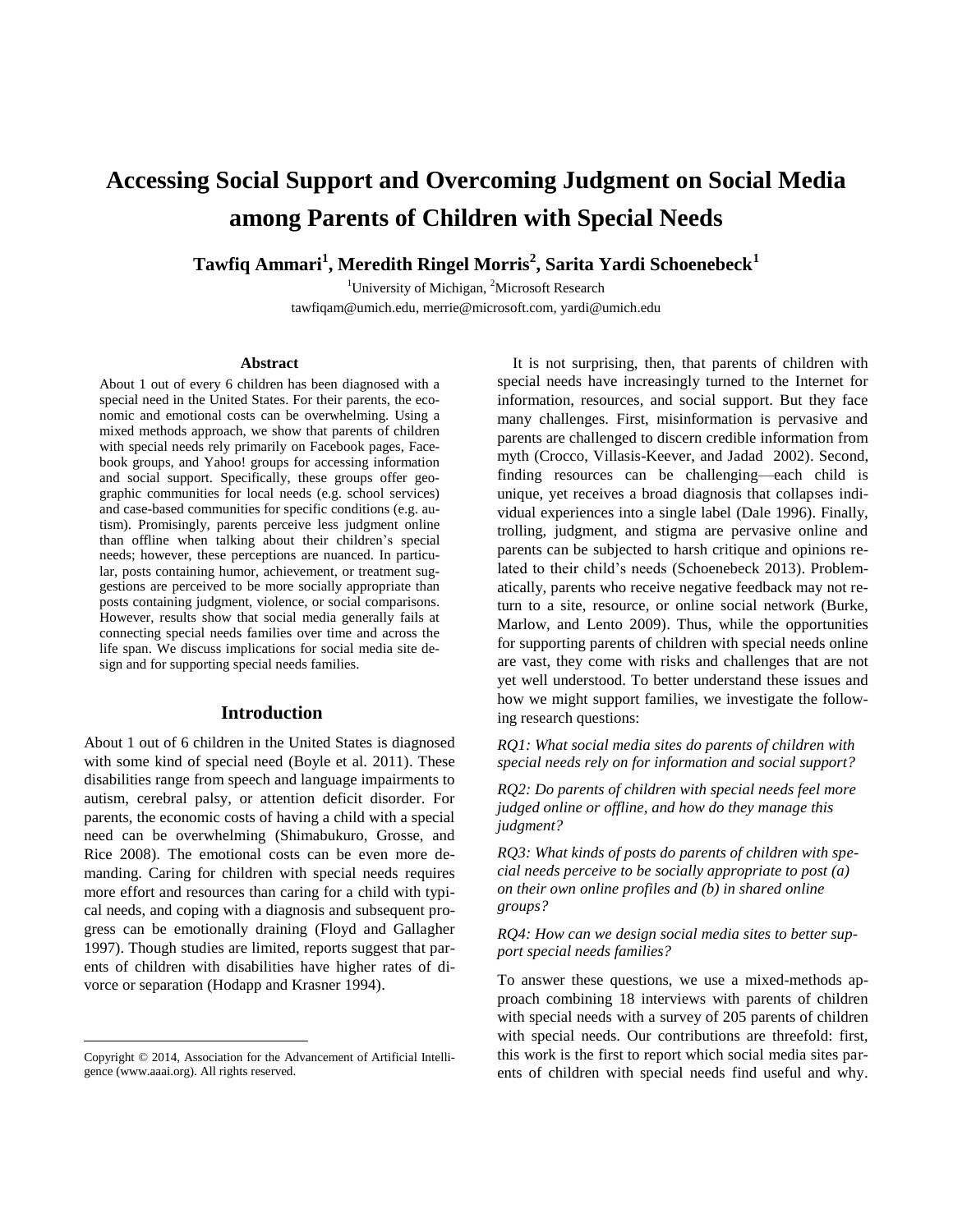# Accessing Social Support and Overcoming Judgment on Social Media among Parents of Children with Special Needs

**Tawfiq Ammari[1], Meredith Ringel Morris[2], Sarita Yardi Schoenebeck[1]**

[1]University of Michigan, [2]Microsoft Research

tawfiqam@umich.edu, merrie@microsoft.com, yardi@umich.edu

### Abstract

About 1 out of every 6 children has been diagnosed with a special need in the United States. For their parents, the economic and emotional costs can be overwhelming. Using a mixed methods approach, we show that parents of children with special needs rely primarily on Facebook pages, Facebook groups, and Yahoo! groups for accessing information and social support. Specifically, these groups offer geographic communities for local needs (e.g. school services) and case-based communities for specific conditions (e.g. autism). Promisingly, parents perceive less judgment online than offline when talking about their children's special needs; however, these perceptions are nuanced. In particular, posts containing humor, achievement, or treatment suggestions are perceived to be more socially appropriate than posts containing judgment, violence, or social comparisons. However, results show that social media generally fails at connecting special needs families over time and across the life span. We discuss implications for social media site design and for supporting special needs families.

## Introduction

About 1 out of 6 children in the United States is diagnosed with some kind of special need (Boyle et al. 2011). These disabilities range from speech and language impairments to autism, cerebral palsy, or attention deficit disorder. For parents, the economic costs of having a child with a special need can be overwhelming (Shimabukuro, Grosse, and Rice 2008). The emotional costs can be even more demanding. Caring for children with special needs requires more effort and resources than caring for a child with typical needs, and coping with a diagnosis and subsequent progress can be emotionally draining (Floyd and Gallagher 1997). Though studies are limited, reports suggest that parents of children with disabilities have higher rates of divorce or separation (Hodapp and Krasner 1994).

It is not surprising, then, that parents of children with special needs have increasingly turned to the Internet for information, resources, and social support. But they face many challenges. First, misinformation is pervasive and parents are challenged to discern credible information from myth (Crocco, Villasis-Keever, and Jadad 2002). Second, finding resources can be challenging—each child is unique, yet receives a broad diagnosis that collapses individual experiences into a single label (Dale 1996). Finally, trolling, judgment, and stigma are pervasive online and parents can be subjected to harsh critique and opinions related to their child's needs (Schoenebeck 2013). Problematically, parents who receive negative feedback may not return to a site, resource, or online social network (Burke, Marlow, and Lento 2009). Thus, while the opportunities for supporting parents of children with special needs online are vast, they come with risks and challenges that are not yet well understood. To better understand these issues and how we might support families, we investigate the following research questions:

*RQ1: What social media sites do parents of children with special needs rely on for information and social support?*

*RQ2: Do parents of children with special needs feel more judged online or offline, and how do they manage this judgment?*

*RQ3: What kinds of posts do parents of children with special needs perceive to be socially appropriate to post (a) on their own online profiles and (b) in shared online groups?*

*RQ4: How can we design social media sites to better support special needs families?*

To answer these questions, we use a mixed-methods approach combining 18 interviews with parents of children with special needs with a survey of 205 parents of children with special needs. Our contributions are threefold: first, this work is the first to report which social media sites parents of children with special needs find useful and why.

Copyright © 2014, Association for the Advancement of Artificial Intelligence (www.aaai.org). All rights reserved.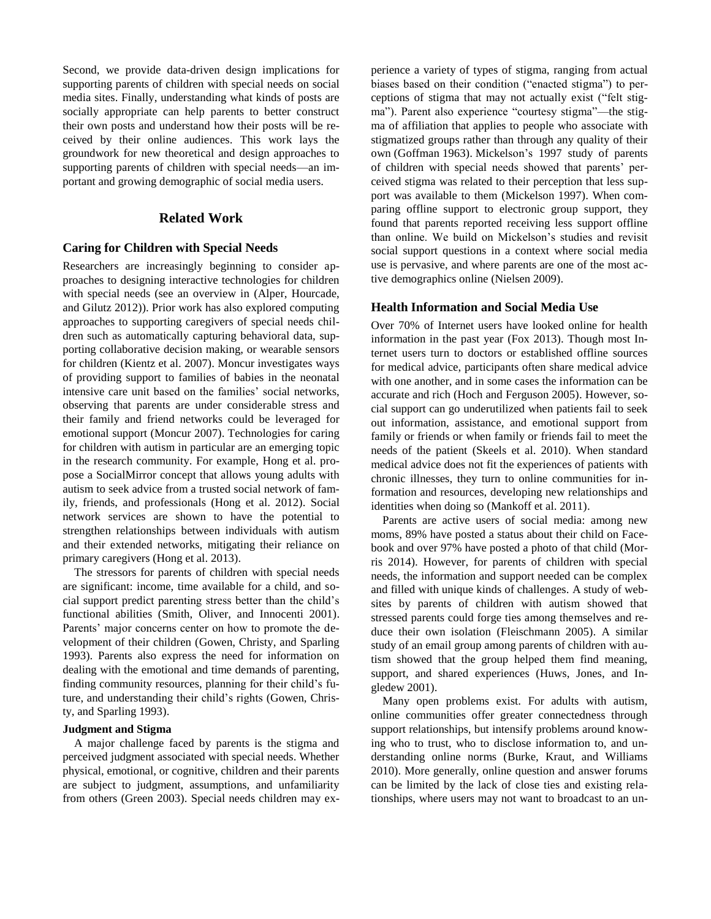Second, we provide data-driven design implications for supporting parents of children with special needs on social media sites. Finally, understanding what kinds of posts are socially appropriate can help parents to better construct their own posts and understand how their posts will be received by their online audiences. This work lays the groundwork for new theoretical and design approaches to supporting parents of children with special needs—an important and growing demographic of social media users.

## Related Work

### Caring for Children with Special Needs

Researchers are increasingly beginning to consider approaches to designing interactive technologies for children with special needs (see an overview in (Alper, Hourcade, and Gilutz 2012)). Prior work has also explored computing approaches to supporting caregivers of special needs children such as automatically capturing behavioral data, supporting collaborative decision making, or wearable sensors for children (Kientz et al. 2007). Moncur investigates ways of providing support to families of babies in the neonatal intensive care unit based on the families' social networks, observing that parents are under considerable stress and their family and friend networks could be leveraged for emotional support (Moncur 2007). Technologies for caring for children with autism in particular are an emerging topic in the research community. For example, Hong et al. propose a SocialMirror concept that allows young adults with autism to seek advice from a trusted social network of family, friends, and professionals (Hong et al. 2012). Social network services are shown to have the potential to strengthen relationships between individuals with autism and their extended networks, mitigating their reliance on primary caregivers (Hong et al. 2013).

The stressors for parents of children with special needs are significant: income, time available for a child, and social support predict parenting stress better than the child's functional abilities (Smith, Oliver, and Innocenti 2001). Parents' major concerns center on how to promote the development of their children (Gowen, Christy, and Sparling 1993). Parents also express the need for information on dealing with the emotional and time demands of parenting, finding community resources, planning for their child's future, and understanding their child's rights (Gowen, Christy, and Sparling 1993).

#### Judgment and Stigma

A major challenge faced by parents is the stigma and perceived judgment associated with special needs. Whether physical, emotional, or cognitive, children and their parents are subject to judgment, assumptions, and unfamiliarity from others (Green 2003). Special needs children may experience a variety of types of stigma, ranging from actual biases based on their condition ("enacted stigma") to perceptions of stigma that may not actually exist ("felt stigma"). Parent also experience "courtesy stigma"—the stigma of affiliation that applies to people who associate with stigmatized groups rather than through any quality of their own (Goffman 1963). Mickelson's 1997 study of parents of children with special needs showed that parents' perceived stigma was related to their perception that less support was available to them (Mickelson 1997). When comparing offline support to electronic group support, they found that parents reported receiving less support offline than online. We build on Mickelson's studies and revisit social support questions in a context where social media use is pervasive, and where parents are one of the most active demographics online (Nielsen 2009).

### Health Information and Social Media Use

Over 70% of Internet users have looked online for health information in the past year (Fox 2013). Though most Internet users turn to doctors or established offline sources for medical advice, participants often share medical advice with one another, and in some cases the information can be accurate and rich (Hoch and Ferguson 2005). However, social support can go underutilized when patients fail to seek out information, assistance, and emotional support from family or friends or when family or friends fail to meet the needs of the patient (Skeels et al. 2010). When standard medical advice does not fit the experiences of patients with chronic illnesses, they turn to online communities for information and resources, developing new relationships and identities when doing so (Mankoff et al. 2011).

Parents are active users of social media: among new moms, 89% have posted a status about their child on Facebook and over 97% have posted a photo of that child (Morris 2014). However, for parents of children with special needs, the information and support needed can be complex and filled with unique kinds of challenges. A study of websites by parents of children with autism showed that stressed parents could forge ties among themselves and reduce their own isolation (Fleischmann 2005). A similar study of an email group among parents of children with autism showed that the group helped them find meaning, support, and shared experiences (Huws, Jones, and Ingledew 2001).

Many open problems exist. For adults with autism, online communities offer greater connectedness through support relationships, but intensify problems around knowing who to trust, who to disclose information to, and understanding online norms (Burke, Kraut, and Williams 2010). More generally, online question and answer forums can be limited by the lack of close ties and existing relationships, where users may not want to broadcast to an un-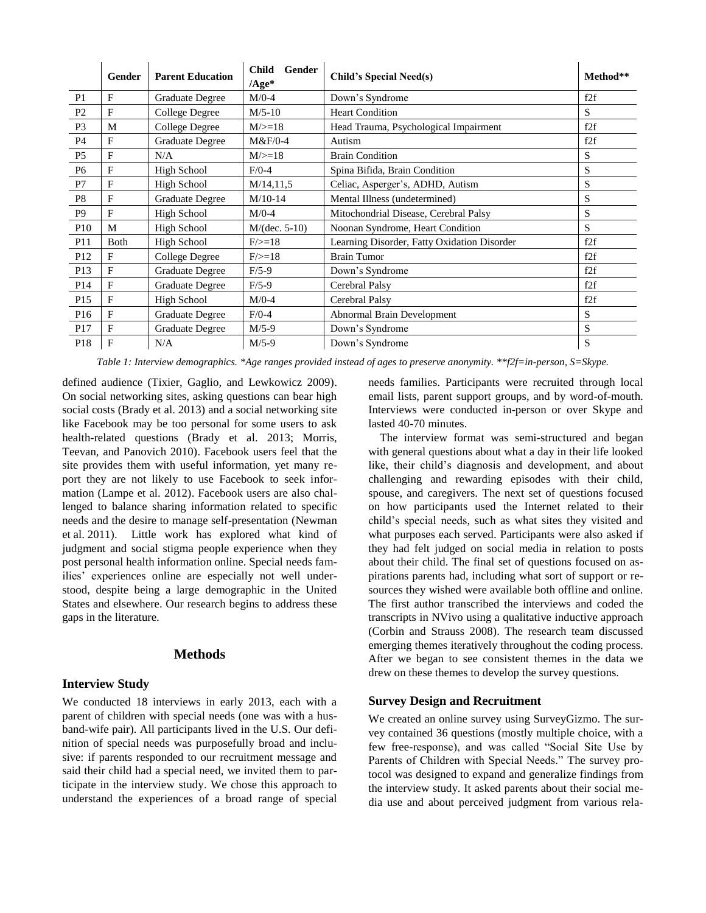|  | Gender | Parent Education | Child Gender /Age* | Child's Special Need(s) | Method** |
| --- | --- | --- | --- | --- | --- |
| P1 | F | Graduate Degree | M/0-4 | Down's Syndrome | f2f |
| P2 | F | College Degree | M/5-10 | Heart Condition | S |
| P3 | M | College Degree | M/>=18 | Head Trauma, Psychological Impairment | f2f |
| P4 | F | Graduate Degree | M&F/0-4 | Autism | f2f |
| P5 | F | N/A | M/>=18 | Brain Condition | S |
| P6 | F | High School | F/0-4 | Spina Bifida, Brain Condition | S |
| P7 | F | High School | M/14,11,5 | Celiac, Asperger's, ADHD, Autism | S |
| P8 | F | Graduate Degree | M/10-14 | Mental Illness (undetermined) | S |
| P9 | F | High School | M/0-4 | Mitochondrial Disease, Cerebral Palsy | S |
| P10 | M | High School | M/(dec. 5-10) | Noonan Syndrome, Heart Condition | S |
| P11 | Both | High School | F/>=18 | Learning Disorder, Fatty Oxidation Disorder | f2f |
| P12 | F | College Degree | F/>=18 | Brain Tumor | f2f |
| P13 | F | Graduate Degree | F/5-9 | Down's Syndrome | f2f |
| P14 | F | Graduate Degree | F/5-9 | Cerebral Palsy | f2f |
| P15 | F | High School | M/0-4 | Cerebral Palsy | f2f |
| P16 | F | Graduate Degree | F/0-4 | Abnormal Brain Development | S |
| P17 | F | Graduate Degree | M/5-9 | Down's Syndrome | S |
| P18 | F | N/A | M/5-9 | Down's Syndrome | S |

*Table 1: Interview demographics. *Age ranges provided instead of ages to preserve anonymity. **f2f=in-person, S=Skype.*

defined audience (Tixier, Gaglio, and Lewkowicz 2009). On social networking sites, asking questions can bear high social costs (Brady et al. 2013) and a social networking site like Facebook may be too personal for some users to ask health-related questions (Brady et al. 2013; Morris, Teevan, and Panovich 2010). Facebook users feel that the site provides them with useful information, yet many report they are not likely to use Facebook to seek information (Lampe et al. 2012). Facebook users are also challenged to balance sharing information related to specific needs and the desire to manage self-presentation (Newman et al. 2011). Little work has explored what kind of judgment and social stigma people experience when they post personal health information online. Special needs families' experiences online are especially not well understood, despite being a large demographic in the United States and elsewhere. Our research begins to address these gaps in the literature.

## Methods

### Interview Study

We conducted 18 interviews in early 2013, each with a parent of children with special needs (one was with a husband-wife pair). All participants lived in the U.S. Our definition of special needs was purposefully broad and inclusive: if parents responded to our recruitment message and said their child had a special need, we invited them to participate in the interview study. We chose this approach to understand the experiences of a broad range of special needs families. Participants were recruited through local email lists, parent support groups, and by word-of-mouth. Interviews were conducted in-person or over Skype and lasted 40-70 minutes.

The interview format was semi-structured and began with general questions about what a day in their life looked like, their child's diagnosis and development, and about challenging and rewarding episodes with their child, spouse, and caregivers. The next set of questions focused on how participants used the Internet related to their child's special needs, such as what sites they visited and what purposes each served. Participants were also asked if they had felt judged on social media in relation to posts about their child. The final set of questions focused on aspirations parents had, including what sort of support or resources they wished were available both offline and online. The first author transcribed the interviews and coded the transcripts in NVivo using a qualitative inductive approach (Corbin and Strauss 2008). The research team discussed emerging themes iteratively throughout the coding process. After we began to see consistent themes in the data we drew on these themes to develop the survey questions.

### Survey Design and Recruitment

We created an online survey using SurveyGizmo. The survey contained 36 questions (mostly multiple choice, with a few free-response), and was called "Social Site Use by Parents of Children with Special Needs." The survey protocol was designed to expand and generalize findings from the interview study. It asked parents about their social media use and about perceived judgment from various rela-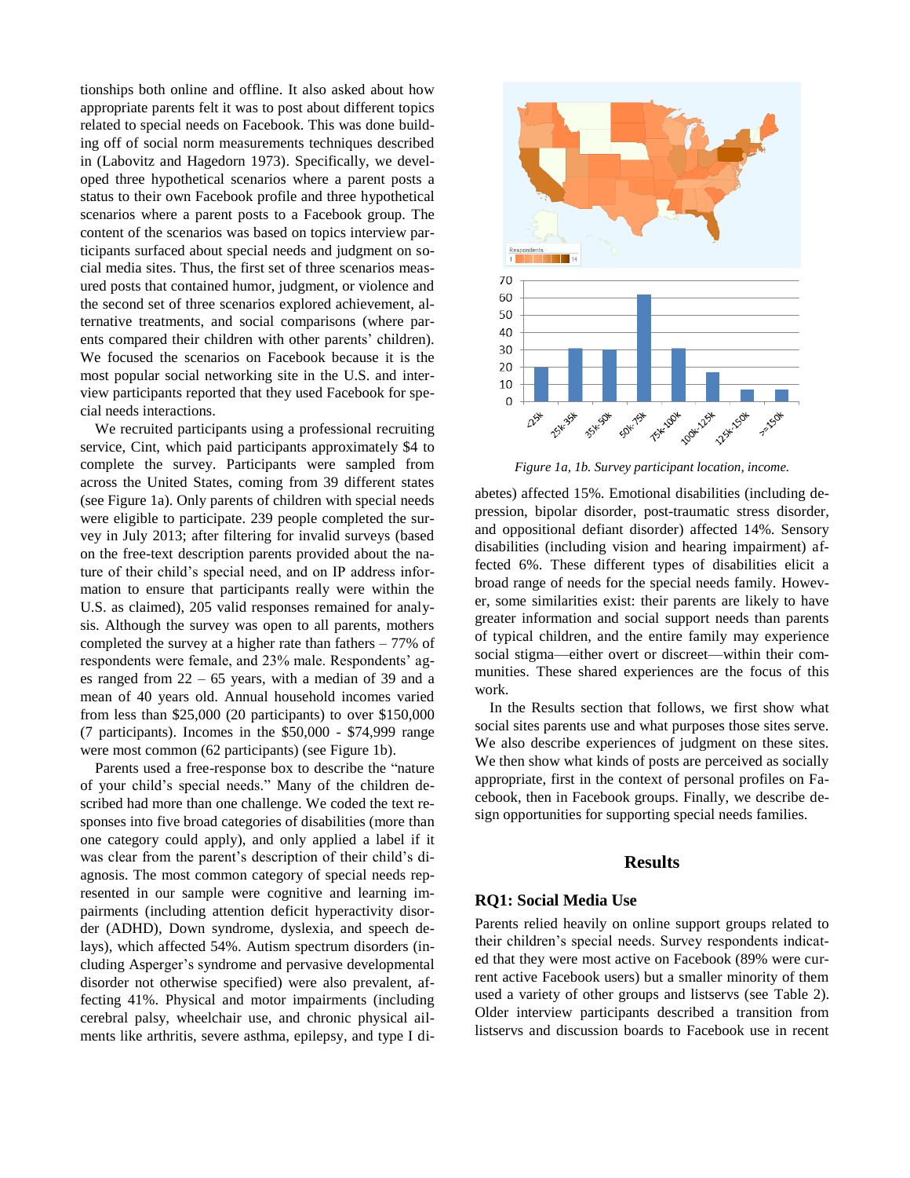tionships both online and offline. It also asked about how appropriate parents felt it was to post about different topics related to special needs on Facebook. This was done building off of social norm measurements techniques described in (Labovitz and Hagedorn 1973). Specifically, we developed three hypothetical scenarios where a parent posts a status to their own Facebook profile and three hypothetical scenarios where a parent posts to a Facebook group. The content of the scenarios was based on topics interview participants surfaced about special needs and judgment on social media sites. Thus, the first set of three scenarios measured posts that contained humor, judgment, or violence and the second set of three scenarios explored achievement, alternative treatments, and social comparisons (where parents compared their children with other parents' children). We focused the scenarios on Facebook because it is the most popular social networking site in the U.S. and interview participants reported that they used Facebook for special needs interactions.

We recruited participants using a professional recruiting service, Cint, which paid participants approximately $4 to complete the survey. Participants were sampled from across the United States, coming from 39 different states (see Figure 1a). Only parents of children with special needs were eligible to participate. 239 people completed the survey in July 2013; after filtering for invalid surveys (based on the free-text description parents provided about the nature of their child's special need, and on IP address information to ensure that participants really were within the U.S. as claimed), 205 valid responses remained for analysis. Although the survey was open to all parents, mothers completed the survey at a higher rate than fathers – 77% of respondents were female, and 23% male. Respondents' ages ranged from 22 – 65 years, with a median of 39 and a mean of 40 years old. Annual household incomes varied from less than $25,000 (20 participants) to over $150,000 (7 participants). Incomes in the $50,000 - $74,999 range were most common (62 participants) (see Figure 1b).

Parents used a free-response box to describe the "nature of your child's special needs." Many of the children described had more than one challenge. We coded the text responses into five broad categories of disabilities (more than one category could apply), and only applied a label if it was clear from the parent's description of their child's diagnosis. The most common category of special needs represented in our sample were cognitive and learning impairments (including attention deficit hyperactivity disorder (ADHD), Down syndrome, dyslexia, and speech delays), which affected 54%. Autism spectrum disorders (including Asperger's syndrome and pervasive developmental disorder not otherwise specified) were also prevalent, affecting 41%. Physical and motor impairments (including cerebral palsy, wheelchair use, and chronic physical ailments like arthritis, severe asthma, epilepsy, and type I diabetes) affected 15%. Emotional disabilities (including depression, bipolar disorder, post-traumatic stress disorder, and oppositional defiant disorder) affected 14%. Sensory disabilities (including vision and hearing impairment) affected 6%. These different types of disabilities elicit a broad range of needs for the special needs family. However, some similarities exist: their parents are likely to have greater information and social support needs than parents of typical children, and the entire family may experience social stigma—either overt or discreet—within their communities. These shared experiences are the focus of this work.

*Figure 1a, 1b. Survey participant location, income.*

In the Results section that follows, we first show what social sites parents use and what purposes those sites serve. We also describe experiences of judgment on these sites. We then show what kinds of posts are perceived as socially appropriate, first in the context of personal profiles on Facebook, then in Facebook groups. Finally, we describe design opportunities for supporting special needs families.

## Results

### RQ1: Social Media Use

Parents relied heavily on online support groups related to their children's special needs. Survey respondents indicated that they were most active on Facebook (89% were current active Facebook users) but a smaller minority of them used a variety of other groups and listservs (see Table 2). Older interview participants described a transition from listservs and discussion boards to Facebook use in recent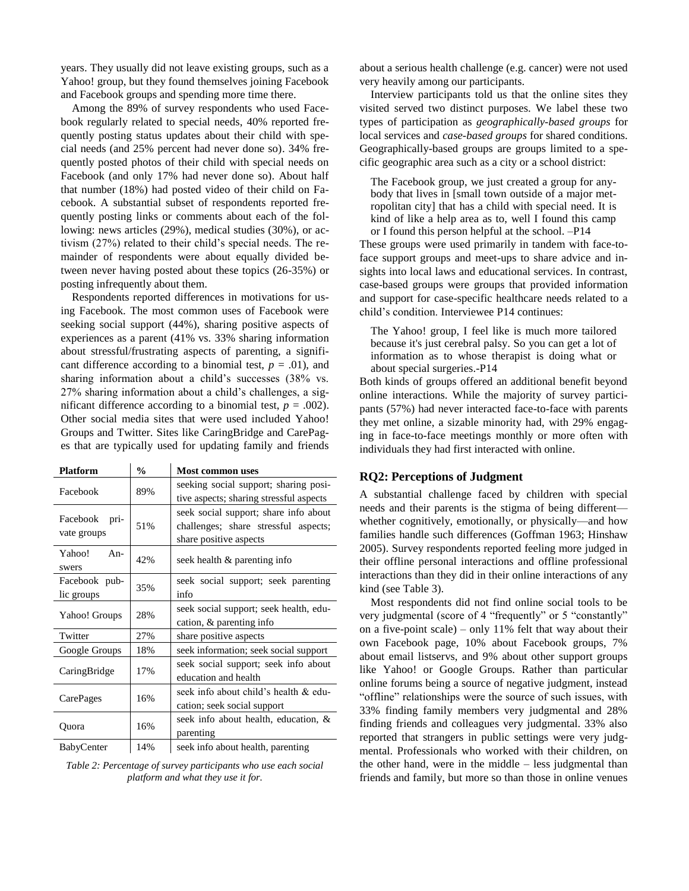years. They usually did not leave existing groups, such as a Yahoo! group, but they found themselves joining Facebook and Facebook groups and spending more time there.

Among the 89% of survey respondents who used Facebook regularly related to special needs, 40% reported frequently posting status updates about their child with special needs (and 25% percent had never done so). 34% frequently posted photos of their child with special needs on Facebook (and only 17% had never done so). About half that number (18%) had posted video of their child on Facebook. A substantial subset of respondents reported frequently posting links or comments about each of the following: news articles (29%), medical studies (30%), or activism (27%) related to their child's special needs. The remainder of respondents were about equally divided between never having posted about these topics (26-35%) or posting infrequently about them.

Respondents reported differences in motivations for using Facebook. The most common uses of Facebook were seeking social support (44%), sharing positive aspects of experiences as a parent (41% vs. 33% sharing information about stressful/frustrating aspects of parenting, a significant difference according to a binomial test, $p = .01$), and sharing information about a child's successes (38% vs. 27% sharing information about a child's challenges, a significant difference according to a binomial test, $p = .002$). Other social media sites that were used included Yahoo! Groups and Twitter. Sites like CaringBridge and CarePages that are typically used for updating family and friends about a serious health challenge (e.g. cancer) were not used very heavily among our participants.

| Platform | % | Most common uses |
|---|---|---|
| Facebook | 89% | seeking social support; sharing positive aspects; sharing stressful aspects |
| Facebook private groups | 51% | seek social support; share info about challenges; share stressful aspects; share positive aspects |
| Yahoo! Answers | 42% | seek health & parenting info |
| Facebook public groups | 35% | seek social support; seek parenting info |
| Yahoo! Groups | 28% | seek social support; seek health, education, & parenting info |
| Twitter | 27% | share positive aspects |
| Google Groups | 18% | seek information; seek social support |
| CaringBridge | 17% | seek social support; seek info about education and health |
| CarePages | 16% | seek info about child's health & education; seek social support |
| Quora | 16% | seek info about health, education, & parenting |
| BabyCenter | 14% | seek info about health, parenting |

*Table 2: Percentage of survey participants who use each social platform and what they use it for.*

Interview participants told us that the online sites they visited served two distinct purposes. We label these two types of participation as *geographically-based groups* for local services and *case-based groups* for shared conditions. Geographically-based groups are groups limited to a specific geographic area such as a city or a school district:

> The Facebook group, we just created a group for anybody that lives in [small town outside of a major metropolitan city] that has a child with special need. It is kind of like a help area as to, well I found this camp or I found this person helpful at the school. –P14

These groups were used primarily in tandem with face-to-face support groups and meet-ups to share advice and insights into local laws and educational services. In contrast, case-based groups were groups that provided information and support for case-specific healthcare needs related to a child's condition. Interviewee P14 continues:

> The Yahoo! group, I feel like is much more tailored because it's just cerebral palsy. So you can get a lot of information as to whose therapist is doing what or about special surgeries.-P14

Both kinds of groups offered an additional benefit beyond online interactions. While the majority of survey participants (57%) had never interacted face-to-face with parents they met online, a sizable minority had, with 29% engaging in face-to-face meetings monthly or more often with individuals they had first interacted with online.

## RQ2: Perceptions of Judgment

A substantial challenge faced by children with special needs and their parents is the stigma of being different—whether cognitively, emotionally, or physically—and how families handle such differences (Goffman 1963; Hinshaw 2005). Survey respondents reported feeling more judged in their offline personal interactions and offline professional interactions than they did in their online interactions of any kind (see Table 3).

Most respondents did not find online social tools to be very judgmental (score of 4 "frequently" or 5 "constantly" on a five-point scale) – only 11% felt that way about their own Facebook page, 10% about Facebook groups, 7% about email listservs, and 9% about other support groups like Yahoo! or Google Groups. Rather than particular online forums being a source of negative judgment, instead "offline" relationships were the source of such issues, with 33% finding family members very judgmental and 28% finding friends and colleagues very judgmental. 33% also reported that strangers in public settings were very judgmental. Professionals who worked with their children, on the other hand, were in the middle – less judgmental than friends and family, but more so than those in online venues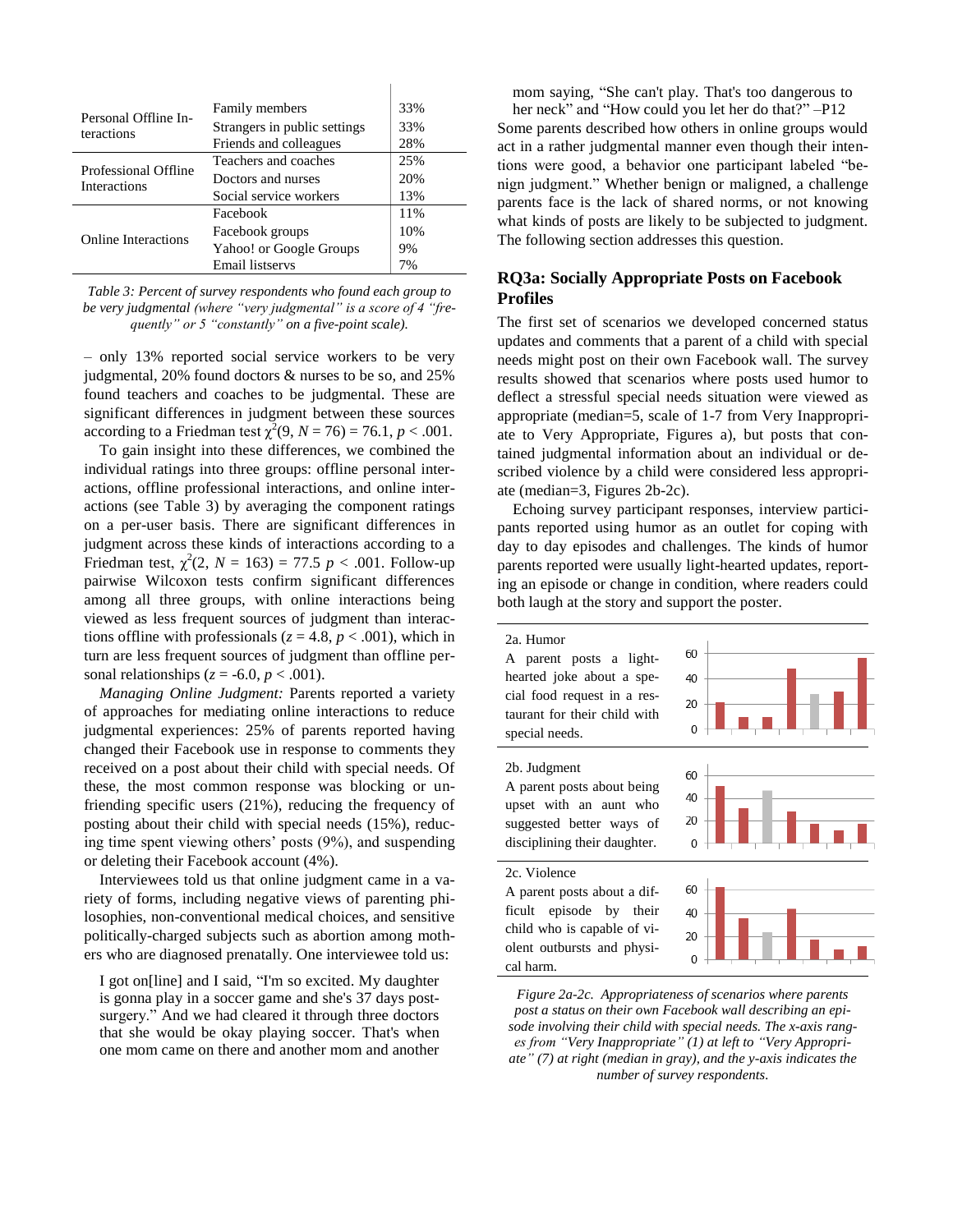| Personal Offline Interactions | Family members | 33% |
|---|---|---|
| | Strangers in public settings | 33% |
| | Friends and colleagues | 28% |
| Professional Offline Interactions | Teachers and coaches | 25% |
| | Doctors and nurses | 20% |
| | Social service workers | 13% |
| Online Interactions | Facebook | 11% |
| | Facebook groups | 10% |
| | Yahoo! or Google Groups | 9% |
| | Email listservs | 7% |

*Table 3: Percent of survey respondents who found each group to be very judgmental (where "very judgmental" is a score of 4 "frequently" or 5 "constantly" on a five-point scale).*

– only 13% reported social service workers to be very judgmental, 20% found doctors & nurses to be so, and 25% found teachers and coaches to be judgmental. These are significant differences in judgment between these sources according to a Friedman test $\chi^2(9, N = 76) = 76.1$, $p < .001$.

To gain insight into these differences, we combined the individual ratings into three groups: offline personal interactions, offline professional interactions, and online interactions (see Table 3) by averaging the component ratings on a per-user basis. There are significant differences in judgment across these kinds of interactions according to a Friedman test, $\chi^2(2, N = 163) = 77.5$ $p < .001$. Follow-up pairwise Wilcoxon tests confirm significant differences among all three groups, with online interactions being viewed as less frequent sources of judgment than interactions offline with professionals ($z = 4.8$, $p < .001$), which in turn are less frequent sources of judgment than offline personal relationships ($z = -6.0$, $p < .001$).

*Managing Online Judgment:* Parents reported a variety of approaches for mediating online interactions to reduce judgmental experiences: 25% of parents reported having changed their Facebook use in response to comments they received on a post about their child with special needs. Of these, the most common response was blocking or unfriending specific users (21%), reducing the frequency of posting about their child with special needs (15%), reducing time spent viewing others' posts (9%), and suspending or deleting their Facebook account (4%).

Interviewees told us that online judgment came in a variety of forms, including negative views of parenting philosophies, non-conventional medical choices, and sensitive politically-charged subjects such as abortion among mothers who are diagnosed prenatally. One interviewee told us:

> I got on[line] and I said, "I'm so excited. My daughter is gonna play in a soccer game and she's 37 days post-surgery." And we had cleared it through three doctors that she would be okay playing soccer. That's when one mom came on there and another mom and another mom saying, "She can't play. That's too dangerous to her neck" and "How could you let her do that?" –P12

Some parents described how others in online groups would act in a rather judgmental manner even though their intentions were good, a behavior one participant labeled "benign judgment." Whether benign or maligned, a challenge parents face is the lack of shared norms, or not knowing what kinds of posts are likely to be subjected to judgment. The following section addresses this question.

## RQ3a: Socially Appropriate Posts on Facebook Profiles

The first set of scenarios we developed concerned status updates and comments that a parent of a child with special needs might post on their own Facebook wall. The survey results showed that scenarios where posts used humor to deflect a stressful special needs situation were viewed as appropriate (median=5, scale of 1-7 from Very Inappropriate to Very Appropriate, Figures a), but posts that contained judgmental information about an individual or described violence by a child were considered less appropriate (median=3, Figures 2b-2c).

Echoing survey participant responses, interview participants reported using humor as an outlet for coping with day to day episodes and challenges. The kinds of humor parents reported were usually light-hearted updates, reporting an episode or change in condition, where readers could both laugh at the story and support the poster.

2a. Humor
A parent posts a light-hearted joke about a special food request in a restaurant for their child with special needs.

2b. Judgment
A parent posts about being upset with an aunt who suggested better ways of disciplining their daughter.

2c. Violence
A parent posts about a difficult episode by their child who is capable of violent outbursts and physical harm.

*Figure 2a-2c. Appropriateness of scenarios where parents post a status on their own Facebook wall describing an episode involving their child with special needs. The x-axis ranges from "Very Inappropriate" (1) at left to "Very Appropriate" (7) at right (median in gray), and the y-axis indicates the number of survey respondents.*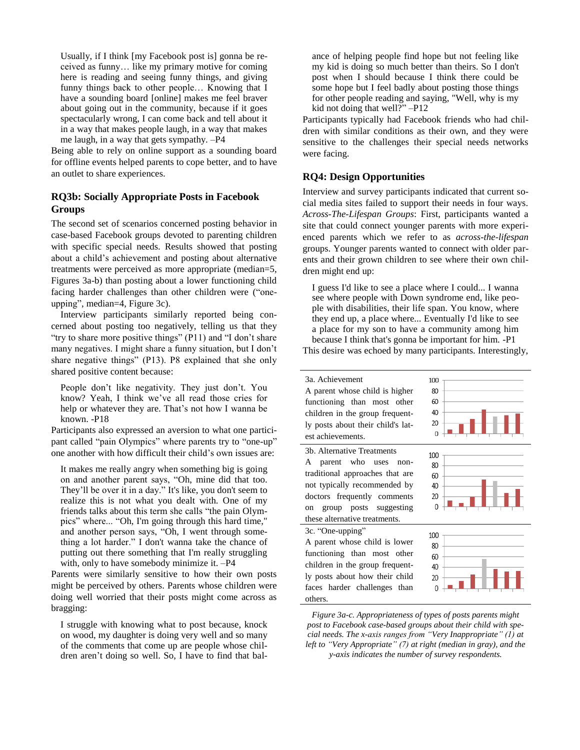> Usually, if I think [my Facebook post is] gonna be received as funny… like my primary motive for coming here is reading and seeing funny things, and giving funny things back to other people… Knowing that I have a sounding board [online] makes me feel braver about going out in the community, because if it goes spectacularly wrong, I can come back and tell about it in a way that makes people laugh, in a way that makes me laugh, in a way that gets sympathy. –P4

Being able to rely on online support as a sounding board for offline events helped parents to cope better, and to have an outlet to share experiences.

## RQ3b: Socially Appropriate Posts in Facebook Groups

The second set of scenarios concerned posting behavior in case-based Facebook groups devoted to parenting children with specific special needs. Results showed that posting about a child's achievement and posting about alternative treatments were perceived as more appropriate (median=5, Figures 3a-b) than posting about a lower functioning child facing harder challenges than other children were ("one-upping", median=4, Figure 3c).

Interview participants similarly reported being concerned about posting too negatively, telling us that they "try to share more positive things" (P11) and "I don't share many negatives. I might share a funny situation, but I don't share negative things" (P13). P8 explained that she only shared positive content because:

> People don't like negativity. They just don't. You know? Yeah, I think we've all read those cries for help or whatever they are. That's not how I wanna be known. -P18

Participants also expressed an aversion to what one participant called "pain Olympics" where parents try to "one-up" one another with how difficult their child's own issues are:

> It makes me really angry when something big is going on and another parent says, "Oh, mine did that too. They'll be over it in a day." It's like, you don't seem to realize this is not what you dealt with. One of my friends talks about this term she calls "the pain Olympics" where... "Oh, I'm going through this hard time," and another person says, "Oh, I went through something a lot harder." I don't wanna take the chance of putting out there something that I'm really struggling with, only to have somebody minimize it. –P4

Parents were similarly sensitive to how their own posts might be perceived by others. Parents whose children were doing well worried that their posts might come across as bragging:

> I struggle with knowing what to post because, knock on wood, my daughter is doing very well and so many of the comments that come up are people whose children aren't doing so well. So, I have to find that balance of helping people find hope but not feeling like my kid is doing so much better than theirs. So I don't post when I should because I think there could be some hope but I feel badly about posting those things for other people reading and saying, "Well, why is my kid not doing that well?" –P12

Participants typically had Facebook friends who had children with similar conditions as their own, and they were sensitive to the challenges their special needs networks were facing.

## RQ4: Design Opportunities

Interview and survey participants indicated that current social media sites failed to support their needs in four ways. *Across-The-Lifespan Groups*: First, participants wanted a site that could connect younger parents with more experienced parents which we refer to as *across-the-lifespan* groups. Younger parents wanted to connect with older parents and their grown children to see where their own children might end up:

> I guess I'd like to see a place where I could... I wanna see where people with Down syndrome end, like people with disabilities, their life span. You know, where they end up, a place where... Eventually I'd like to see a place for my son to have a community among him because I think that's gonna be important for him. -P1

This desire was echoed by many participants. Interestingly,

3a. Achievement
A parent whose child is higher functioning than most other children in the group frequently posts about their child's latest achievements.

3b. Alternative Treatments
A parent who uses non-traditional approaches that are not typically recommended by doctors frequently comments on group posts suggesting these alternative treatments.

3c. "One-upping"
A parent whose child is lower functioning than most other children in the group frequently posts about how their child faces harder challenges than others.

*Figure 3a-c. Appropriateness of types of posts parents might post to Facebook case-based groups about their child with special needs. The x-axis ranges from "Very Inappropriate" (1) at left to "Very Appropriate" (7) at right (median in gray), and the y-axis indicates the number of survey respondents.*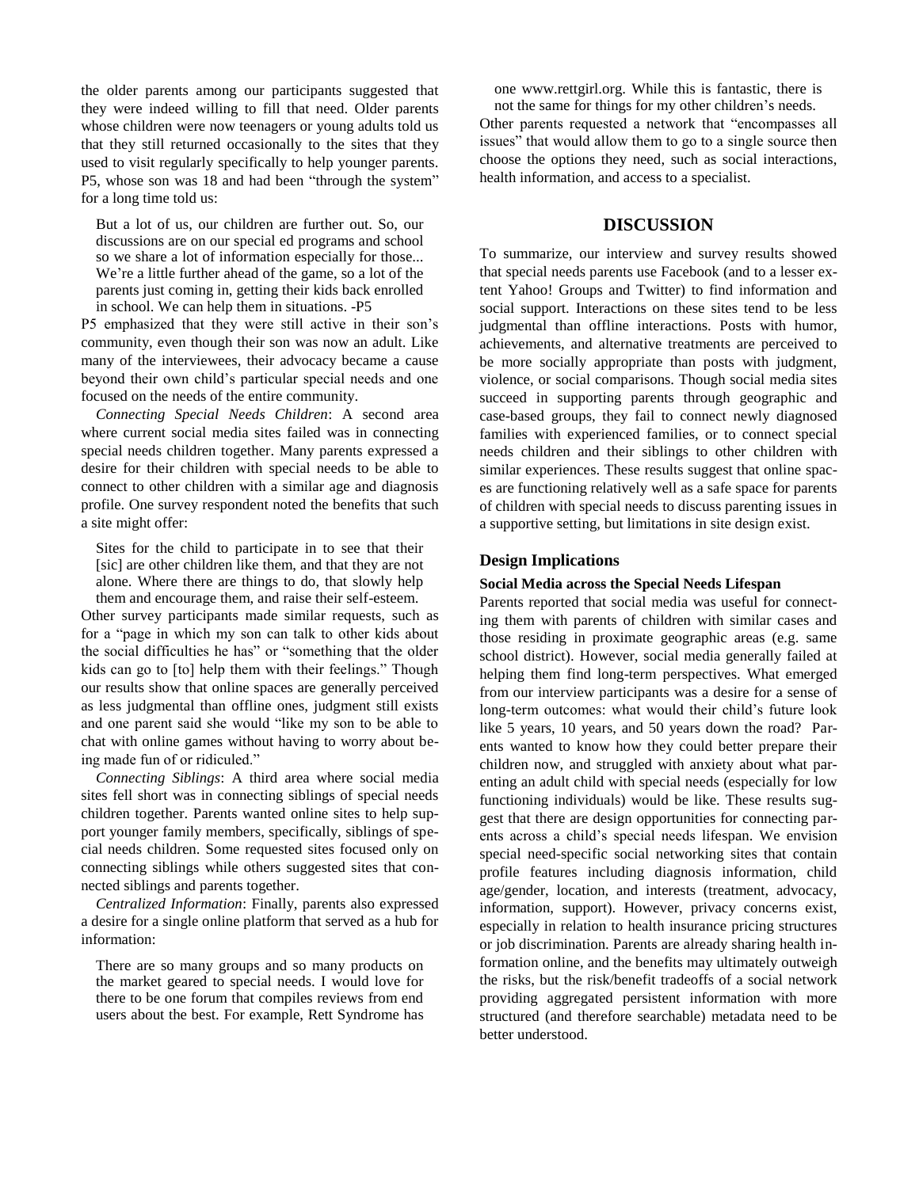the older parents among our participants suggested that they were indeed willing to fill that need. Older parents whose children were now teenagers or young adults told us that they still returned occasionally to the sites that they used to visit regularly specifically to help younger parents. P5, whose son was 18 and had been "through the system" for a long time told us:

> But a lot of us, our children are further out. So, our discussions are on our special ed programs and school so we share a lot of information especially for those... We're a little further ahead of the game, so a lot of the parents just coming in, getting their kids back enrolled in school. We can help them in situations. -P5

P5 emphasized that they were still active in their son's community, even though their son was now an adult. Like many of the interviewees, their advocacy became a cause beyond their own child's particular special needs and one focused on the needs of the entire community.

*Connecting Special Needs Children*: A second area where current social media sites failed was in connecting special needs children together. Many parents expressed a desire for their children with special needs to be able to connect to other children with a similar age and diagnosis profile. One survey respondent noted the benefits that such a site might offer:

> Sites for the child to participate in to see that their [sic] are other children like them, and that they are not alone. Where there are things to do, that slowly help them and encourage them, and raise their self-esteem.

Other survey participants made similar requests, such as for a "page in which my son can talk to other kids about the social difficulties he has" or "something that the older kids can go to [to] help them with their feelings." Though our results show that online spaces are generally perceived as less judgmental than offline ones, judgment still exists and one parent said she would "like my son to be able to chat with online games without having to worry about being made fun of or ridiculed."

*Connecting Siblings*: A third area where social media sites fell short was in connecting siblings of special needs children together. Parents wanted online sites to help support younger family members, specifically, siblings of special needs children. Some requested sites focused only on connecting siblings while others suggested sites that connected siblings and parents together.

*Centralized Information*: Finally, parents also expressed a desire for a single online platform that served as a hub for information:

> There are so many groups and so many products on the market geared to special needs. I would love for there to be one forum that compiles reviews from end users about the best. For example, Rett Syndrome has one www.rettgirl.org. While this is fantastic, there is not the same for things for my other children's needs.

Other parents requested a network that "encompasses all issues" that would allow them to go to a single source then choose the options they need, such as social interactions, health information, and access to a specialist.

## DISCUSSION

To summarize, our interview and survey results showed that special needs parents use Facebook (and to a lesser extent Yahoo! Groups and Twitter) to find information and social support. Interactions on these sites tend to be less judgmental than offline interactions. Posts with humor, achievements, and alternative treatments are perceived to be more socially appropriate than posts with judgment, violence, or social comparisons. Though social media sites succeed in supporting parents through geographic and case-based groups, they fail to connect newly diagnosed families with experienced families, or to connect special needs children and their siblings to other children with similar experiences. These results suggest that online spaces are functioning relatively well as a safe space for parents of children with special needs to discuss parenting issues in a supportive setting, but limitations in site design exist.

### Design Implications

#### Social Media across the Special Needs Lifespan

Parents reported that social media was useful for connecting them with parents of children with similar cases and those residing in proximate geographic areas (e.g. same school district). However, social media generally failed at helping them find long-term perspectives. What emerged from our interview participants was a desire for a sense of long-term outcomes: what would their child's future look like 5 years, 10 years, and 50 years down the road? Parents wanted to know how they could better prepare their children now, and struggled with anxiety about what parenting an adult child with special needs (especially for low functioning individuals) would be like. These results suggest that there are design opportunities for connecting parents across a child's special needs lifespan. We envision special need-specific social networking sites that contain profile features including diagnosis information, child age/gender, location, and interests (treatment, advocacy, information, support). However, privacy concerns exist, especially in relation to health insurance pricing structures or job discrimination. Parents are already sharing health information online, and the benefits may ultimately outweigh the risks, but the risk/benefit tradeoffs of a social network providing aggregated persistent information with more structured (and therefore searchable) metadata need to be better understood.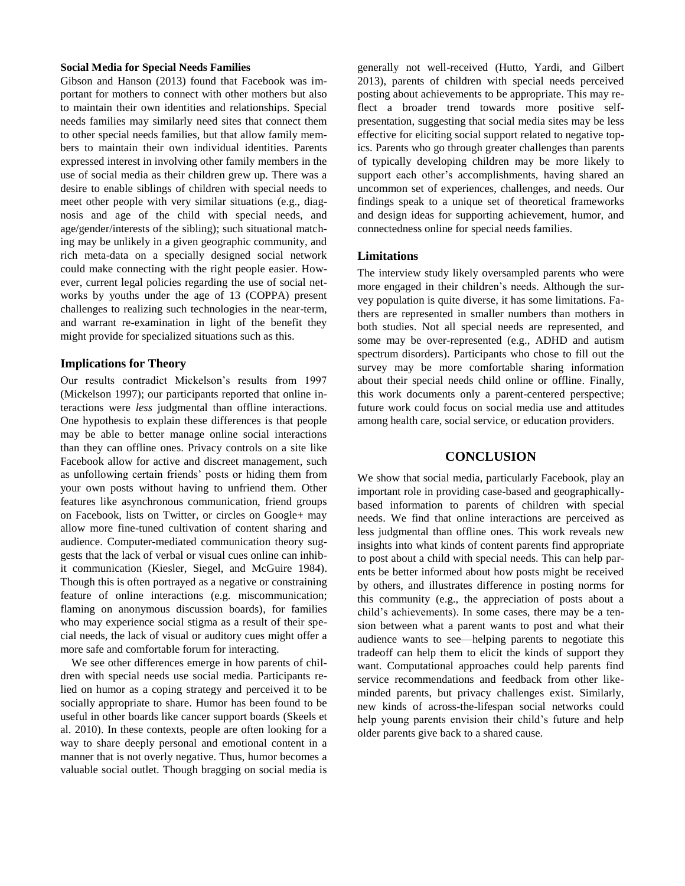**Social Media for Special Needs Families**

Gibson and Hanson (2013) found that Facebook was important for mothers to connect with other mothers but also to maintain their own identities and relationships. Special needs families may similarly need sites that connect them to other special needs families, but that allow family members to maintain their own individual identities. Parents expressed interest in involving other family members in the use of social media as their children grew up. There was a desire to enable siblings of children with special needs to meet other people with very similar situations (e.g., diagnosis and age of the child with special needs, and age/gender/interests of the sibling); such situational matching may be unlikely in a given geographic community, and rich meta-data on a specially designed social network could make connecting with the right people easier. However, current legal policies regarding the use of social networks by youths under the age of 13 (COPPA) present challenges to realizing such technologies in the near-term, and warrant re-examination in light of the benefit they might provide for specialized situations such as this.

## Implications for Theory

Our results contradict Mickelson's results from 1997 (Mickelson 1997); our participants reported that online interactions were *less* judgmental than offline interactions. One hypothesis to explain these differences is that people may be able to better manage online social interactions than they can offline ones. Privacy controls on a site like Facebook allow for active and discreet management, such as unfollowing certain friends' posts or hiding them from your own posts without having to unfriend them. Other features like asynchronous communication, friend groups on Facebook, lists on Twitter, or circles on Google+ may allow more fine-tuned cultivation of content sharing and audience. Computer-mediated communication theory suggests that the lack of verbal or visual cues online can inhibit communication (Kiesler, Siegel, and McGuire 1984). Though this is often portrayed as a negative or constraining feature of online interactions (e.g. miscommunication; flaming on anonymous discussion boards), for families who may experience social stigma as a result of their special needs, the lack of visual or auditory cues might offer a more safe and comfortable forum for interacting.

We see other differences emerge in how parents of children with special needs use social media. Participants relied on humor as a coping strategy and perceived it to be socially appropriate to share. Humor has been found to be useful in other boards like cancer support boards (Skeels et al. 2010). In these contexts, people are often looking for a way to share deeply personal and emotional content in a manner that is not overly negative. Thus, humor becomes a valuable social outlet. Though bragging on social media is generally not well-received (Hutto, Yardi, and Gilbert 2013), parents of children with special needs perceived posting about achievements to be appropriate. This may reflect a broader trend towards more positive self-presentation, suggesting that social media sites may be less effective for eliciting social support related to negative topics. Parents who go through greater challenges than parents of typically developing children may be more likely to support each other's accomplishments, having shared an uncommon set of experiences, challenges, and needs. Our findings speak to a unique set of theoretical frameworks and design ideas for supporting achievement, humor, and connectedness online for special needs families.

## Limitations

The interview study likely oversampled parents who were more engaged in their children's needs. Although the survey population is quite diverse, it has some limitations. Fathers are represented in smaller numbers than mothers in both studies. Not all special needs are represented, and some may be over-represented (e.g., ADHD and autism spectrum disorders). Participants who chose to fill out the survey may be more comfortable sharing information about their special needs child online or offline. Finally, this work documents only a parent-centered perspective; future work could focus on social media use and attitudes among health care, social service, or education providers.

# CONCLUSION

We show that social media, particularly Facebook, play an important role in providing case-based and geographically-based information to parents of children with special needs. We find that online interactions are perceived as less judgmental than offline ones. This work reveals new insights into what kinds of content parents find appropriate to post about a child with special needs. This can help parents be better informed about how posts might be received by others, and illustrates difference in posting norms for this community (e.g., the appreciation of posts about a child's achievements). In some cases, there may be a tension between what a parent wants to post and what their audience wants to see—helping parents to negotiate this tradeoff can help them to elicit the kinds of support they want. Computational approaches could help parents find service recommendations and feedback from other like-minded parents, but privacy challenges exist. Similarly, new kinds of across-the-lifespan social networks could help young parents envision their child's future and help older parents give back to a shared cause.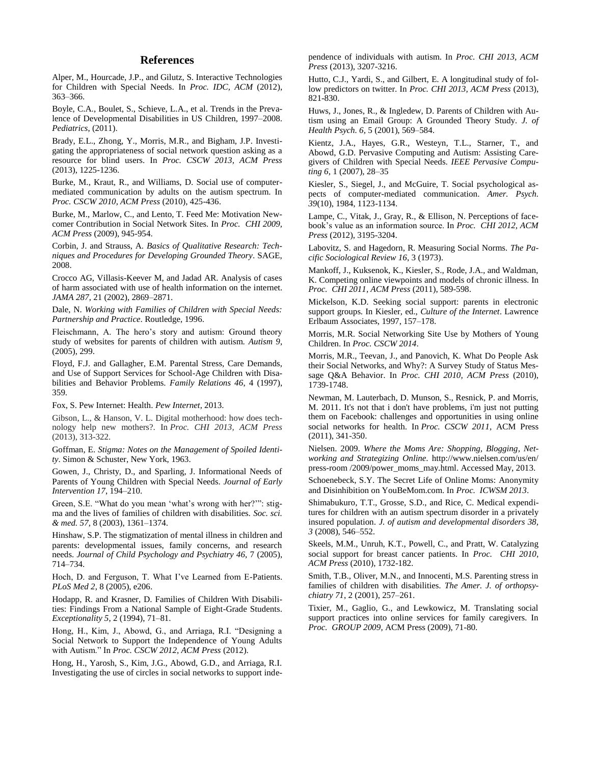## References

Alper, M., Hourcade, J.P., and Gilutz, S. Interactive Technologies for Children with Special Needs. In *Proc. IDC, ACM* (2012), 363–366.

Boyle, C.A., Boulet, S., Schieve, L.A., et al. Trends in the Prevalence of Developmental Disabilities in US Children, 1997–2008. *Pediatrics*, (2011).

Brady, E.L., Zhong, Y., Morris, M.R., and Bigham, J.P. Investigating the appropriateness of social network question asking as a resource for blind users. In *Proc. CSCW 2013, ACM Press* (2013), 1225-1236.

Burke, M., Kraut, R., and Williams, D. Social use of computer-mediated communication by adults on the autism spectrum. In *Proc. CSCW 2010, ACM Press* (2010), 425-436.

Burke, M., Marlow, C., and Lento, T. Feed Me: Motivation Newcomer Contribution in Social Network Sites. In *Proc. CHI 2009, ACM Press* (2009), 945-954.

Corbin, J. and Strauss, A. *Basics of Qualitative Research: Techniques and Procedures for Developing Grounded Theory*. SAGE, 2008.

Crocco AG, Villasis-Keever M, and Jadad AR. Analysis of cases of harm associated with use of health information on the internet. *JAMA 287*, 21 (2002), 2869–2871.

Dale, N. *Working with Families of Children with Special Needs: Partnership and Practice*. Routledge, 1996.

Fleischmann, A. The hero's story and autism: Ground theory study of websites for parents of children with autism. *Autism 9*, (2005), 299.

Floyd, F.J. and Gallagher, E.M. Parental Stress, Care Demands, and Use of Support Services for School-Age Children with Disabilities and Behavior Problems. *Family Relations 46*, 4 (1997), 359.

Fox, S. Pew Internet: Health. *Pew Internet*, 2013.

Gibson, L., & Hanson, V. L. Digital motherhood: how does technology help new mothers?. In *Proc. CHI 2013, ACM Press* (2013), 313-322.

Goffman, E. *Stigma: Notes on the Management of Spoiled Identity*. Simon & Schuster, New York, 1963.

Gowen, J., Christy, D., and Sparling, J. Informational Needs of Parents of Young Children with Special Needs. *Journal of Early Intervention 17*, 194–210.

Green, S.E. "What do you mean 'what's wrong with her?'": stigma and the lives of families of children with disabilities. *Soc. sci. & med. 57*, 8 (2003), 1361–1374.

Hinshaw, S.P. The stigmatization of mental illness in children and parents: developmental issues, family concerns, and research needs. *Journal of Child Psychology and Psychiatry 46*, 7 (2005), 714–734.

Hoch, D. and Ferguson, T. What I've Learned from E-Patients. *PLoS Med 2*, 8 (2005), e206.

Hodapp, R. and Krasner, D. Families of Children With Disabilities: Findings From a National Sample of Eight-Grade Students. *Exceptionality 5*, 2 (1994), 71–81.

Hong, H., Kim, J., Abowd, G., and Arriaga, R.I. "Designing a Social Network to Support the Independence of Young Adults with Autism." In *Proc. CSCW 2012, ACM Press* (2012).

Hong, H., Yarosh, S., Kim, J.G., Abowd, G.D., and Arriaga, R.I. Investigating the use of circles in social networks to support independence of individuals with autism. In *Proc. CHI 2013, ACM Press* (2013), 3207-3216.

Hutto, C.J., Yardi, S., and Gilbert, E. A longitudinal study of follow predictors on twitter. In *Proc. CHI 2013, ACM Press* (2013), 821-830.

Huws, J., Jones, R., & Ingledew, D. Parents of Children with Autism using an Email Group: A Grounded Theory Study. *J. of Health Psych. 6*, 5 (2001), 569–584.

Kientz, J.A., Hayes, G.R., Westeyn, T.L., Starner, T., and Abowd, G.D. Pervasive Computing and Autism: Assisting Caregivers of Children with Special Needs. *IEEE Pervasive Computing 6*, 1 (2007), 28–35

Kiesler, S., Siegel, J., and McGuire, T. Social psychological aspects of computer-mediated communication. *Amer. Psych. 39*(10), 1984, 1123-1134.

Lampe, C., Vitak, J., Gray, R., & Ellison, N. Perceptions of facebook's value as an information source. In *Proc. CHI 2012, ACM Press* (2012), 3195-3204.

Labovitz, S. and Hagedorn, R. Measuring Social Norms. *The Pacific Sociological Review 16*, 3 (1973).

Mankoff, J., Kuksenok, K., Kiesler, S., Rode, J.A., and Waldman, K. Competing online viewpoints and models of chronic illness. In *Proc. CHI 2011, ACM Press* (2011), 589-598.

Mickelson, K.D. Seeking social support: parents in electronic support groups. In Kiesler, ed., *Culture of the Internet*. Lawrence Erlbaum Associates, 1997, 157–178.

Morris, M.R. Social Networking Site Use by Mothers of Young Children. In *Proc. CSCW 2014*.

Morris, M.R., Teevan, J., and Panovich, K. What Do People Ask their Social Networks, and Why?: A Survey Study of Status Message Q&A Behavior. In *Proc. CHI 2010, ACM Press* (2010), 1739-1748.

Newman, M. Lauterbach, D. Munson, S., Resnick, P. and Morris, M. 2011. It's not that i don't have problems, i'm just not putting them on Facebook: challenges and opportunities in using online social networks for health. In *Proc. CSCW 2011*, ACM Press (2011), 341-350.

Nielsen. 2009. *Where the Moms Are: Shopping, Blogging, Networking and Strategizing Online*. http://www.nielsen.com/us/en/ press-room /2009/power_moms_may.html. Accessed May, 2013.

Schoenebeck, S.Y. The Secret Life of Online Moms: Anonymity and Disinhibition on YouBeMom.com. In *Proc. ICWSM 2013*.

Shimabukuro, T.T., Grosse, S.D., and Rice, C. Medical expenditures for children with an autism spectrum disorder in a privately insured population. *J. of autism and developmental disorders 38, 3* (2008), 546–552.

Skeels, M.M., Unruh, K.T., Powell, C., and Pratt, W. Catalyzing social support for breast cancer patients. In *Proc. CHI 2010, ACM Press* (2010), 1732-182.

Smith, T.B., Oliver, M.N., and Innocenti, M.S. Parenting stress in families of children with disabilities. *The Amer. J. of orthopsychiatry 71*, 2 (2001), 257–261.

Tixier, M., Gaglio, G., and Lewkowicz, M. Translating social support practices into online services for family caregivers. In *Proc. GROUP 2009*, ACM Press (2009), 71-80.